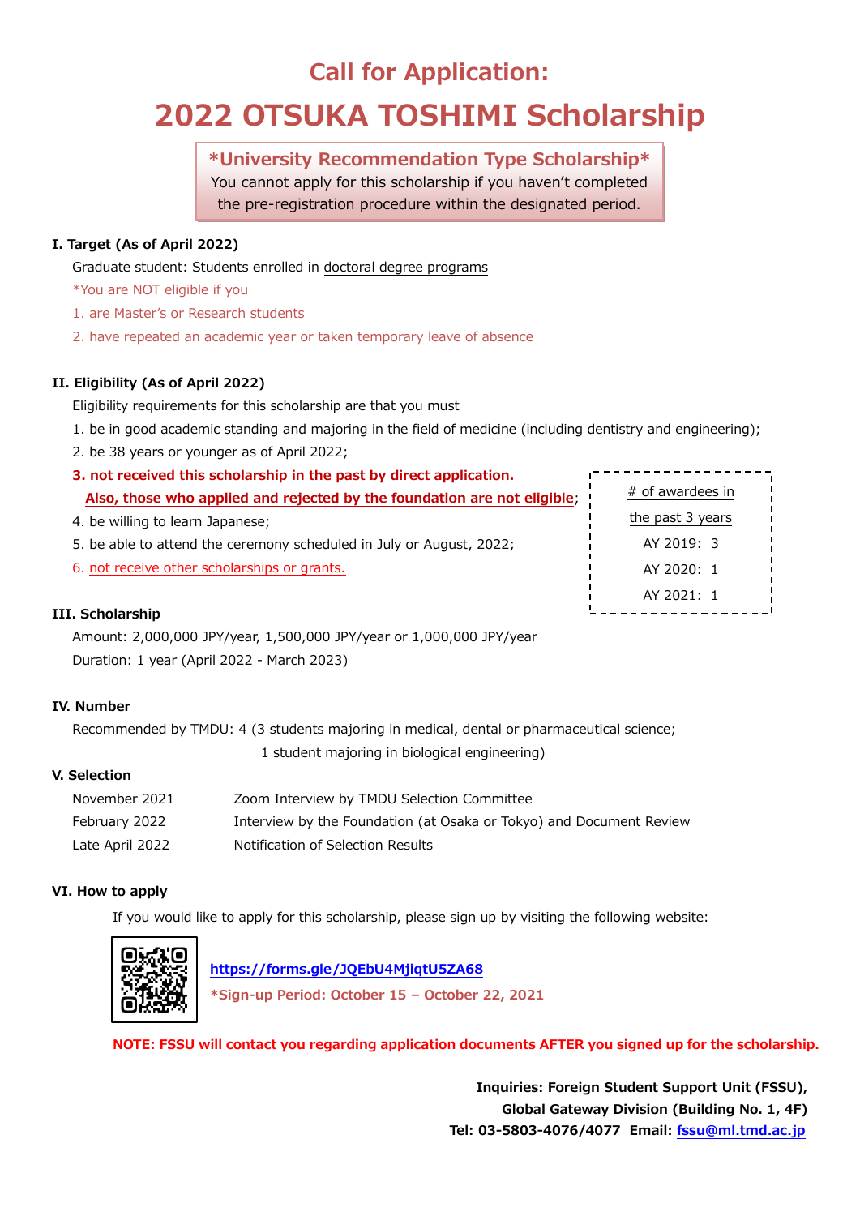# Call for Application:

# 2022 OTSUKA TOSHIMI Scholarship

**\*University Recommendation Type Scholarship\***
You cannot apply for this scholarship if you haven't completed the pre-registration procedure within the designated period.

### I. Target (As of April 2022)

Graduate student: Students enrolled in doctoral degree programs

*You are NOT eligible if you

1. are Master's or Research students
2. have repeated an academic year or taken temporary leave of absence

### II. Eligibility (As of April 2022)

Eligibility requirements for this scholarship are that you must

1. be in good academic standing and majoring in the field of medicine (including dentistry and engineering);
2. be 38 years or younger as of April 2022;
3. **not received this scholarship in the past by direct application. Also, those who applied and rejected by the foundation are not eligible**;
4. be willing to learn Japanese;
5. be able to attend the ceremony scheduled in July or August, 2022;
6. not receive other scholarships or grants.

| # of awardees in the past 3 years |
|---|
| AY 2019: 3 |
| AY 2020: 1 |
| AY 2021: 1 |

### III. Scholarship

Amount: 2,000,000 JPY/year, 1,500,000 JPY/year or 1,000,000 JPY/year
Duration: 1 year (April 2022 - March 2023)

### IV. Number

Recommended by TMDU: 4 (3 students majoring in medical, dental or pharmaceutical science;
1 student majoring in biological engineering)

### V. Selection

| | |
|---|---|
| November 2021 | Zoom Interview by TMDU Selection Committee |
| February 2022 | Interview by the Foundation (at Osaka or Tokyo) and Document Review |
| Late April 2022 | Notification of Selection Results |

### VI. How to apply

If you would like to apply for this scholarship, please sign up by visiting the following website:

https://forms.gle/JQEbU4MjiqtU5ZA68

**\*Sign-up Period: October 15 – October 22, 2021**

**NOTE: FSSU will contact you regarding application documents AFTER you signed up for the scholarship.**

**Inquiries: Foreign Student Support Unit (FSSU),**
**Global Gateway Division (Building No. 1, 4F)**
**Tel: 03-5803-4076/4077 Email: fssu@ml.tmd.ac.jp**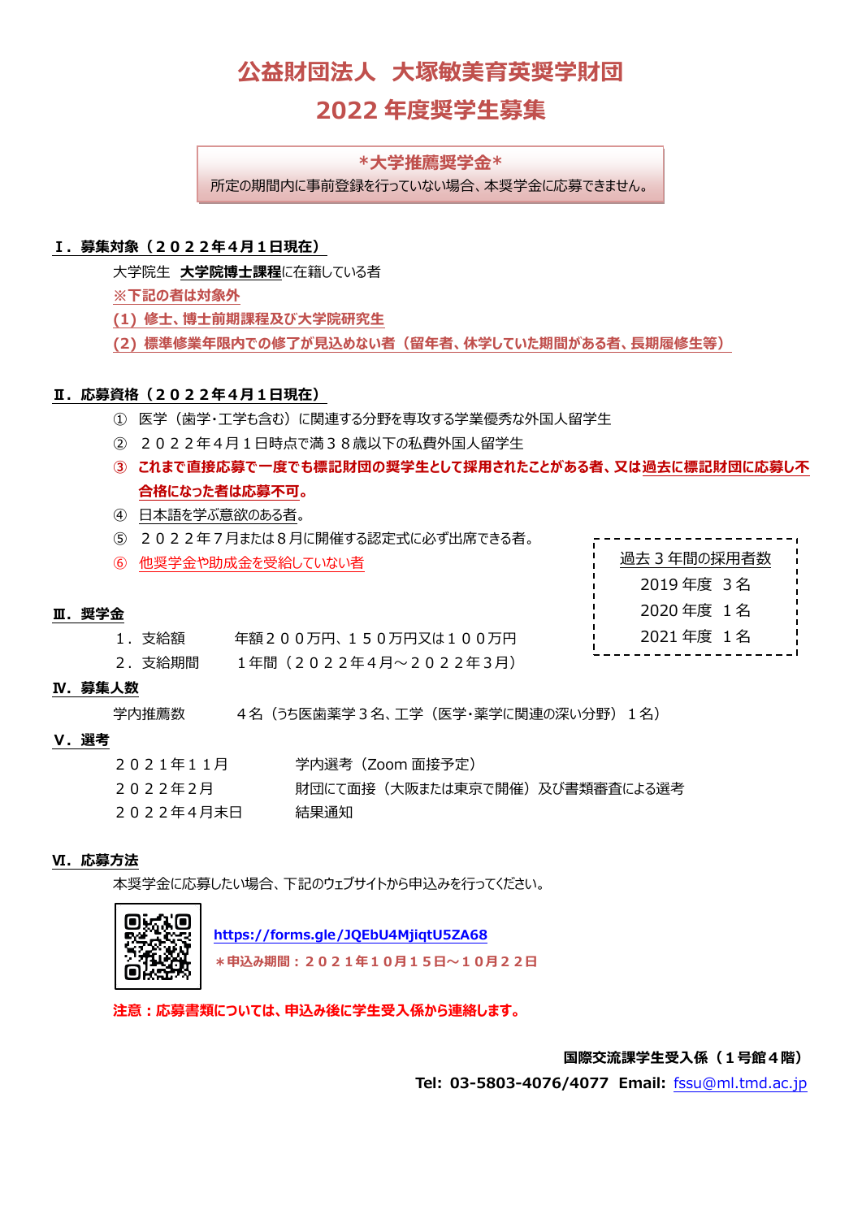# 公益財団法人　大塚敏美育英奨学財団

# 2022 年度奨学生募集

**＊大学推薦奨学金＊**

所定の期間内に事前登録を行っていない場合、本奨学金に応募できません。

## Ⅰ．募集対象（２０２２年４月１日現在）

大学院生　**大学院博士課程**に在籍している者

**※下記の者は対象外**

**（1）修士、博士前期課程及び大学院研究生**

**（2）標準修業年限内での修了が見込めない者（留年者、休学していた期間がある者、長期履修生等）**

## Ⅱ．応募資格（２０２２年４月１日現在）

① 医学（歯学･工学も含む）に関連する分野を専攻する学業優秀な外国人留学生

② ２０２２年４月１日時点で満３８歳以下の私費外国人留学生

③ **これまで直接応募で一度でも標記財団の奨学生として採用されたことがある者、又は過去に標記財団に応募し不合格になった者は応募不可。**

④ 日本語を学ぶ意欲のある者。

⑤ ２０２２年７月または８月に開催する認定式に必ず出席できる者。

⑥ 他奨学金や助成金を受給していない者

過去３年間の採用者数

2019 年度　３名

2020 年度　１名

2021 年度　１名

## Ⅲ．奨学金

１．支給額　　　年額２００万円、１５０万円又は１００万円

２．支給期間　　１年間（２０２２年４月～２０２３年３月）

## Ⅳ．募集人数

学内推薦数　　　４名（うち医歯薬学３名、工学（医学･薬学に関連の深い分野）１名）

## Ⅴ．選考

| | |
|---|---|
| ２０２１年１１月 | 学内選考（Zoom 面接予定） |
| ２０２２年２月 | 財団にて面接（大阪または東京で開催）及び書類審査による選考 |
| ２０２２年４月末日 | 結果通知 |

## Ⅵ．応募方法

本奨学金に応募したい場合、下記のウェブサイトから申込みを行ってください。

**https://forms.gle/JQEbU4MjiqtU5ZA68**

**＊申込み期間：２０２１年１０月１５日～１０月２２日**

**注意：応募書類については、申込み後に学生受入係から連絡します。**

**国際交流課学生受入係（１号館４階）**

**Tel: 03-5803-4076/4077　Email:** fssu@ml.tmd.ac.jp